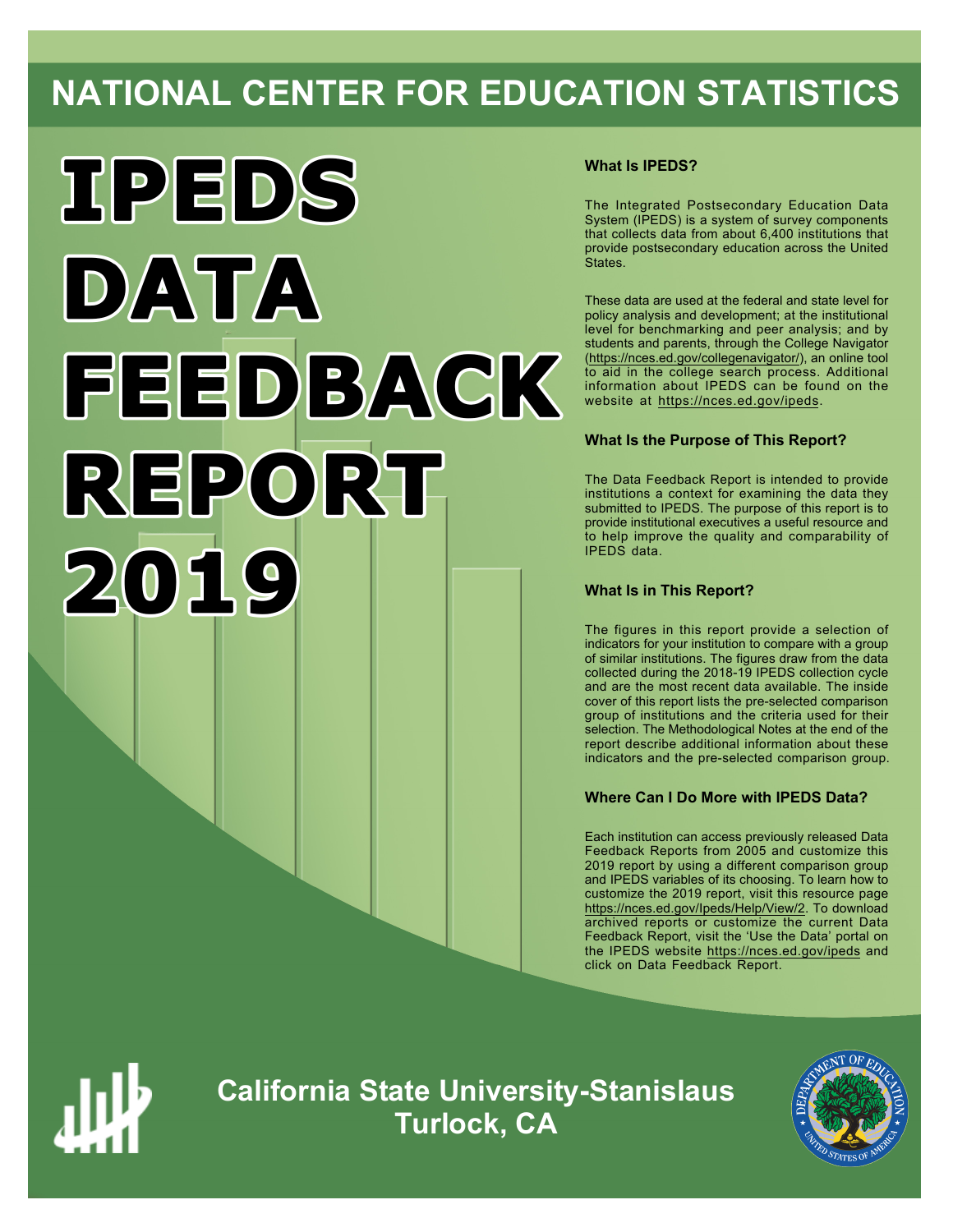# NATIONAL CENTER FOR EDUCATION STATISTICS

# IPEDS DATA FEEDBACK REPORT 2019

### What Is IPEDS?

The Integrated Postsecondary Education Data System (IPEDS) is a system of survey components that collects data from about 6,400 institutions that provide postsecondary education across the United States.

These data are used at the federal and state level for policy analysis and development; at the institutional level for benchmarking and peer analysis; and by students and parents, through the College Navigator (https://nces.ed.gov/collegenavigator/), an online tool to aid in the college search process. Additional information about IPEDS can be found on the website at https://nces.ed.gov/ipeds.

### What Is the Purpose of This Report?

The Data Feedback Report is intended to provide institutions a context for examining the data they submitted to IPEDS. The purpose of this report is to provide institutional executives a useful resource and to help improve the quality and comparability of IPEDS data.

### What Is in This Report?

The figures in this report provide a selection of indicators for your institution to compare with a group of similar institutions. The figures draw from the data collected during the 2018-19 IPEDS collection cycle and are the most recent data available. The inside cover of this report lists the pre-selected comparison group of institutions and the criteria used for their selection. The Methodological Notes at the end of the report describe additional information about these indicators and the pre-selected comparison group.

### Where Can I Do More with IPEDS Data?

Each institution can access previously released Data Feedback Reports from 2005 and customize this 2019 report by using a different comparison group and IPEDS variables of its choosing. To learn how to customize the 2019 report, visit this resource page https://nces.ed.gov/Ipeds/Help/View/2. To download archived reports or customize the current Data Feedback Report, visit the 'Use the Data' portal on the IPEDS website https://nces.ed.gov/ipeds and click on Data Feedback Report.

**California State University-Stanislaus**
**Turlock, CA**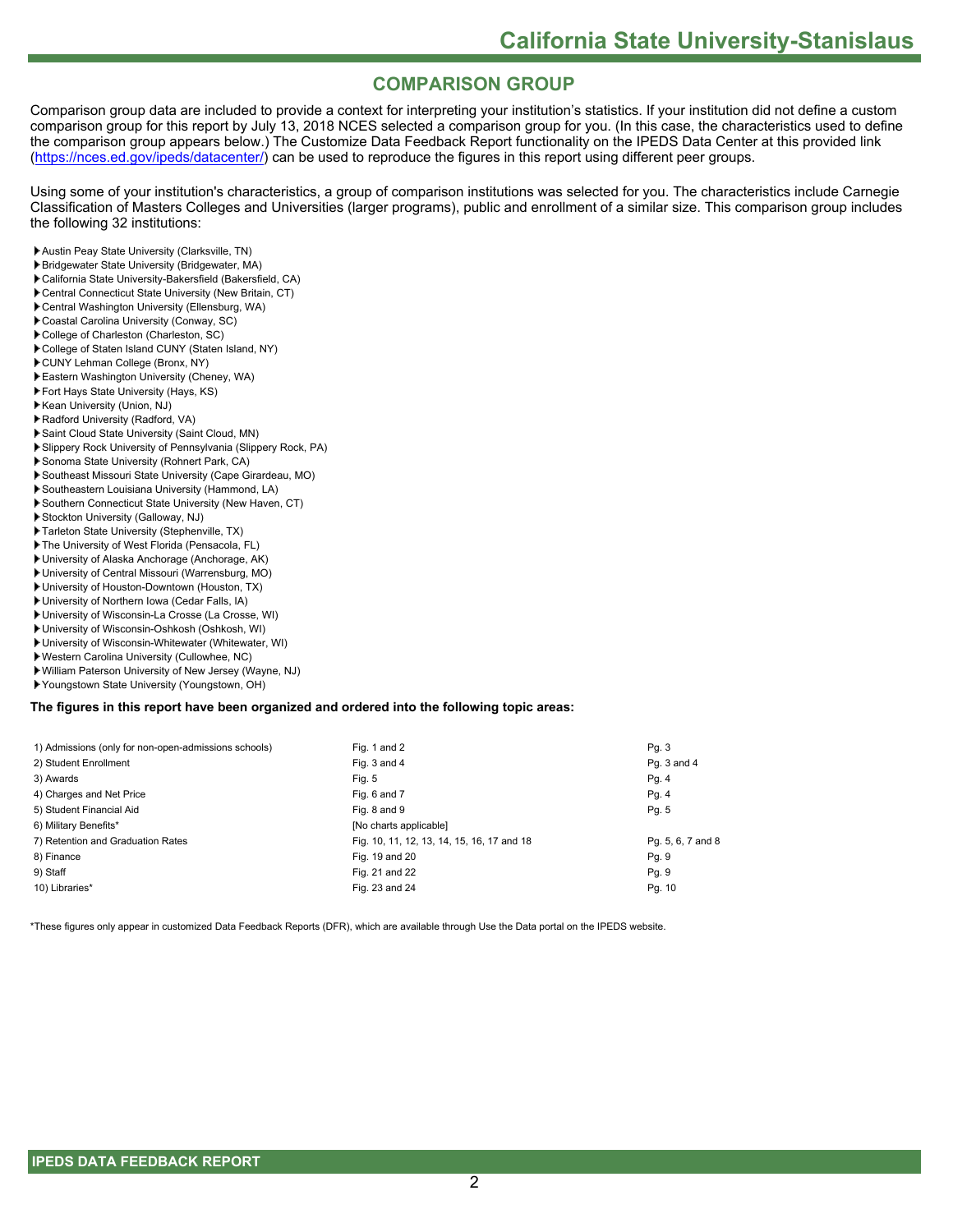## COMPARISON GROUP

Comparison group data are included to provide a context for interpreting your institution's statistics. If your institution did not define a custom comparison group for this report by July 13, 2018 NCES selected a comparison group for you. (In this case, the characteristics used to define the comparison group appears below.) The Customize Data Feedback Report functionality on the IPEDS Data Center at this provided link (https://nces.ed.gov/ipeds/datacenter/) can be used to reproduce the figures in this report using different peer groups.

Using some of your institution's characteristics, a group of comparison institutions was selected for you. The characteristics include Carnegie Classification of Masters Colleges and Universities (larger programs), public and enrollment of a similar size. This comparison group includes the following 32 institutions:

- Austin Peay State University (Clarksville, TN)
- Bridgewater State University (Bridgewater, MA)
- California State University-Bakersfield (Bakersfield, CA)
- Central Connecticut State University (New Britain, CT)
- Central Washington University (Ellensburg, WA)
- Coastal Carolina University (Conway, SC)
- College of Charleston (Charleston, SC)
- College of Staten Island CUNY (Staten Island, NY)
- CUNY Lehman College (Bronx, NY)
- Eastern Washington University (Cheney, WA)
- Fort Hays State University (Hays, KS)
- Kean University (Union, NJ)
- Radford University (Radford, VA)
- Saint Cloud State University (Saint Cloud, MN)
- Slippery Rock University of Pennsylvania (Slippery Rock, PA)
- Sonoma State University (Rohnert Park, CA)
- Southeast Missouri State University (Cape Girardeau, MO)
- Southeastern Louisiana University (Hammond, LA)
- Southern Connecticut State University (New Haven, CT)
- Stockton University (Galloway, NJ)
- Tarleton State University (Stephenville, TX)
- The University of West Florida (Pensacola, FL)
- University of Alaska Anchorage (Anchorage, AK)
- University of Central Missouri (Warrensburg, MO)
- University of Houston-Downtown (Houston, TX)
- University of Northern Iowa (Cedar Falls, IA)
- University of Wisconsin-La Crosse (La Crosse, WI)
- University of Wisconsin-Oshkosh (Oshkosh, WI)
- University of Wisconsin-Whitewater (Whitewater, WI)
- Western Carolina University (Cullowhee, NC)
- William Paterson University of New Jersey (Wayne, NJ)
- Youngstown State University (Youngstown, OH)

**The figures in this report have been organized and ordered into the following topic areas:**

| Topic area | Figures | Pages |
|---|---|---|
| 1) Admissions (only for non-open-admissions schools) | Fig. 1 and 2 | Pg. 3 |
| 2) Student Enrollment | Fig. 3 and 4 | Pg. 3 and 4 |
| 3) Awards | Fig. 5 | Pg. 4 |
| 4) Charges and Net Price | Fig. 6 and 7 | Pg. 4 |
| 5) Student Financial Aid | Fig. 8 and 9 | Pg. 5 |
| 6) Military Benefits* | [No charts applicable] | |
| 7) Retention and Graduation Rates | Fig. 10, 11, 12, 13, 14, 15, 16, 17 and 18 | Pg. 5, 6, 7 and 8 |
| 8) Finance | Fig. 19 and 20 | Pg. 9 |
| 9) Staff | Fig. 21 and 22 | Pg. 9 |
| 10) Libraries* | Fig. 23 and 24 | Pg. 10 |

*These figures only appear in customized Data Feedback Reports (DFR), which are available through Use the Data portal on the IPEDS website.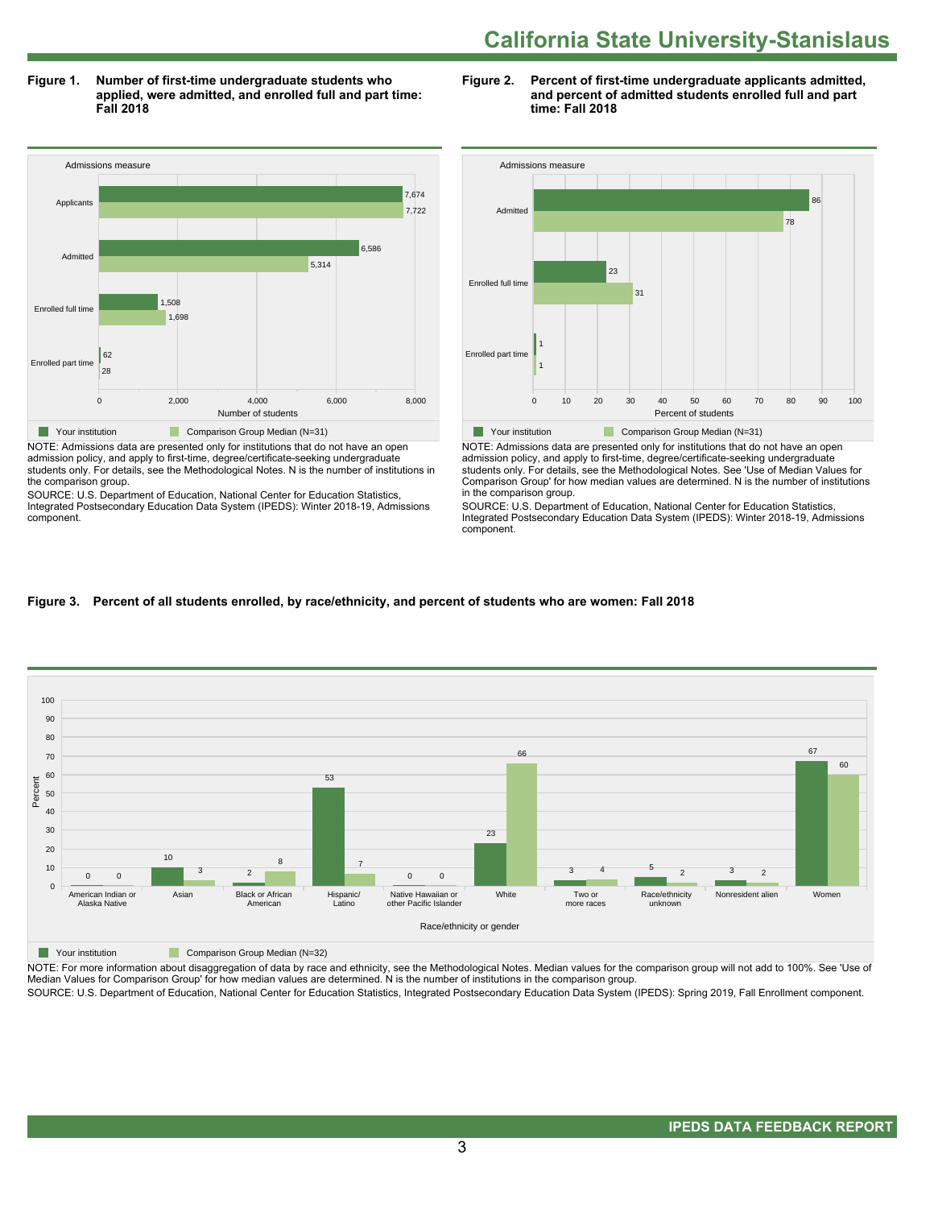# California State University-Stanislaus

**Figure 1. Number of first-time undergraduate students who applied, were admitted, and enrolled full and part time: Fall 2018**

| Admissions measure | Your institution | Comparison Group Median (N=31) |
|---|---|---|
| Applicants | 7,674 | 7,722 |
| Admitted | 6,586 | 5,314 |
| Enrolled full time | 1,508 | 1,698 |
| Enrolled part time | 62 | 28 |

NOTE: Admissions data are presented only for institutions that do not have an open admission policy, and apply to first-time, degree/certificate-seeking undergraduate students only. For details, see the Methodological Notes. N is the number of institutions in the comparison group.

SOURCE: U.S. Department of Education, National Center for Education Statistics, Integrated Postsecondary Education Data System (IPEDS): Winter 2018-19, Admissions component.

**Figure 2. Percent of first-time undergraduate applicants admitted, and percent of admitted students enrolled full and part time: Fall 2018**

| Admissions measure | Your institution | Comparison Group Median (N=31) |
|---|---|---|
| Admitted | 86 | 78 |
| Enrolled full time | 23 | 31 |
| Enrolled part time | 1 | 1 |

NOTE: Admissions data are presented only for institutions that do not have an open admission policy, and apply to first-time, degree/certificate-seeking undergraduate students only. For details, see the Methodological Notes. See 'Use of Median Values for Comparison Group' for how median values are determined. N is the number of institutions in the comparison group.

SOURCE: U.S. Department of Education, National Center for Education Statistics, Integrated Postsecondary Education Data System (IPEDS): Winter 2018-19, Admissions component.

**Figure 3. Percent of all students enrolled, by race/ethnicity, and percent of students who are women: Fall 2018**

| Race/ethnicity or gender | Your institution | Comparison Group Median (N=32) |
|---|---|---|
| American Indian or Alaska Native | 0 | 0 |
| Asian | 10 | 3 |
| Black or African American | 2 | 8 |
| Hispanic/Latino | 53 | 7 |
| Native Hawaiian or other Pacific Islander | 0 | 0 |
| White | 23 | 66 |
| Two or more races | 3 | 4 |
| Race/ethnicity unknown | 5 | 2 |
| Nonresident alien | 3 | 2 |
| Women | 67 | 60 |

NOTE: For more information about disaggregation of data by race and ethnicity, see the Methodological Notes. Median values for the comparison group will not add to 100%. See 'Use of Median Values for Comparison Group' for how median values are determined. N is the number of institutions in the comparison group.

SOURCE: U.S. Department of Education, National Center for Education Statistics, Integrated Postsecondary Education Data System (IPEDS): Spring 2019, Fall Enrollment component.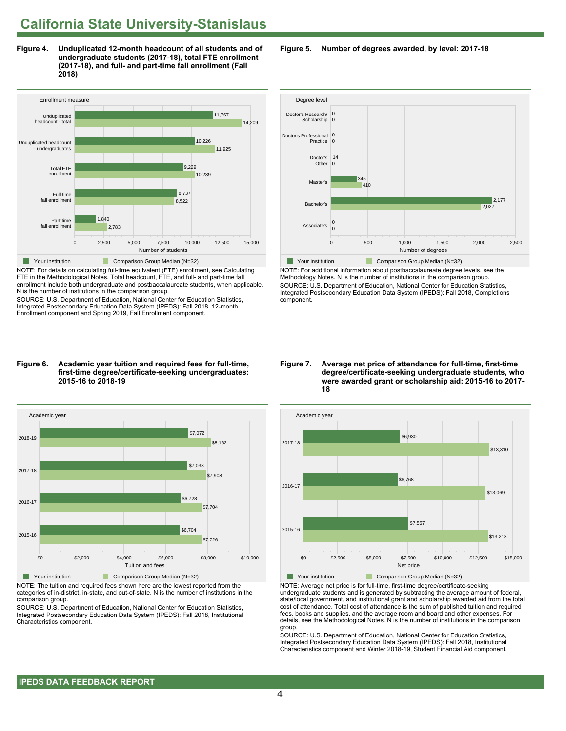# California State University-Stanislaus

**Figure 4. Unduplicated 12-month headcount of all students and of undergraduate students (2017-18), total FTE enrollment (2017-18), and full- and part-time fall enrollment (Fall 2018)**

| Enrollment measure | Your institution | Comparison Group Median (N=32) |
|---|---|---|
| Unduplicated headcount - total | 11,767 | 14,209 |
| Unduplicated headcount - undergraduates | 10,226 | 11,925 |
| Total FTE enrollment | 9,229 | 10,239 |
| Full-time fall enrollment | 8,737 | 8,522 |
| Part-time fall enrollment | 1,840 | 2,783 |

NOTE: For details on calculating full-time equivalent (FTE) enrollment, see Calculating FTE in the Methodological Notes. Total headcount, FTE, and full- and part-time fall enrollment include both undergraduate and postbaccalaureate students, when applicable. N is the number of institutions in the comparison group.

SOURCE: U.S. Department of Education, National Center for Education Statistics, Integrated Postsecondary Education Data System (IPEDS): Fall 2018, 12-month Enrollment component and Spring 2019, Fall Enrollment component.

**Figure 5. Number of degrees awarded, by level: 2017-18**

| Degree level | Your institution | Comparison Group Median (N=32) |
|---|---|---|
| Doctor's Research/ Scholarship | 0 | 0 |
| Doctor's Professional Practice | 0 | 0 |
| Doctor's Other | 14 | 0 |
| Master's | 345 | 410 |
| Bachelor's | 2,177 | 2,027 |
| Associate's | 0 | 0 |

NOTE: For additional information about postbaccalaureate degree levels, see the Methodology Notes. N is the number of institutions in the comparison group.

SOURCE: U.S. Department of Education, National Center for Education Statistics, Integrated Postsecondary Education Data System (IPEDS): Fall 2018, Completions component.

**Figure 6. Academic year tuition and required fees for full-time, first-time degree/certificate-seeking undergraduates: 2015-16 to 2018-19**

| Academic year | Your institution | Comparison Group Median (N=32) |
|---|---|---|
| 2018-19 | $7,072 | $8,162 |
| 2017-18 | $7,038 | $7,908 |
| 2016-17 | $6,728 | $7,704 |
| 2015-16 | $6,704 | $7,726 |

NOTE: The tuition and required fees shown here are the lowest reported from the categories of in-district, in-state, and out-of-state. N is the number of institutions in the comparison group.

SOURCE: U.S. Department of Education, National Center for Education Statistics, Integrated Postsecondary Education Data System (IPEDS): Fall 2018, Institutional Characteristics component.

**Figure 7. Average net price of attendance for full-time, first-time degree/certificate-seeking undergraduate students, who were awarded grant or scholarship aid: 2015-16 to 2017-18**

| Academic year | Your institution | Comparison Group Median (N=32) |
|---|---|---|
| 2017-18 | $6,930 | $13,310 |
| 2016-17 | $6,768 | $13,069 |
| 2015-16 | $7,557 | $13,218 |

NOTE: Average net price is for full-time, first-time degree/certificate-seeking undergraduate students and is generated by subtracting the average amount of federal, state/local government, and institutional grant and scholarship awarded aid from the total cost of attendance. Total cost of attendance is the sum of published tuition and required fees, books and supplies, and the average room and board and other expenses. For details, see the Methodological Notes. N is the number of institutions in the comparison group.

SOURCE: U.S. Department of Education, National Center for Education Statistics, Integrated Postsecondary Education Data System (IPEDS): Fall 2018, Institutional Characteristics component and Winter 2018-19, Student Financial Aid component.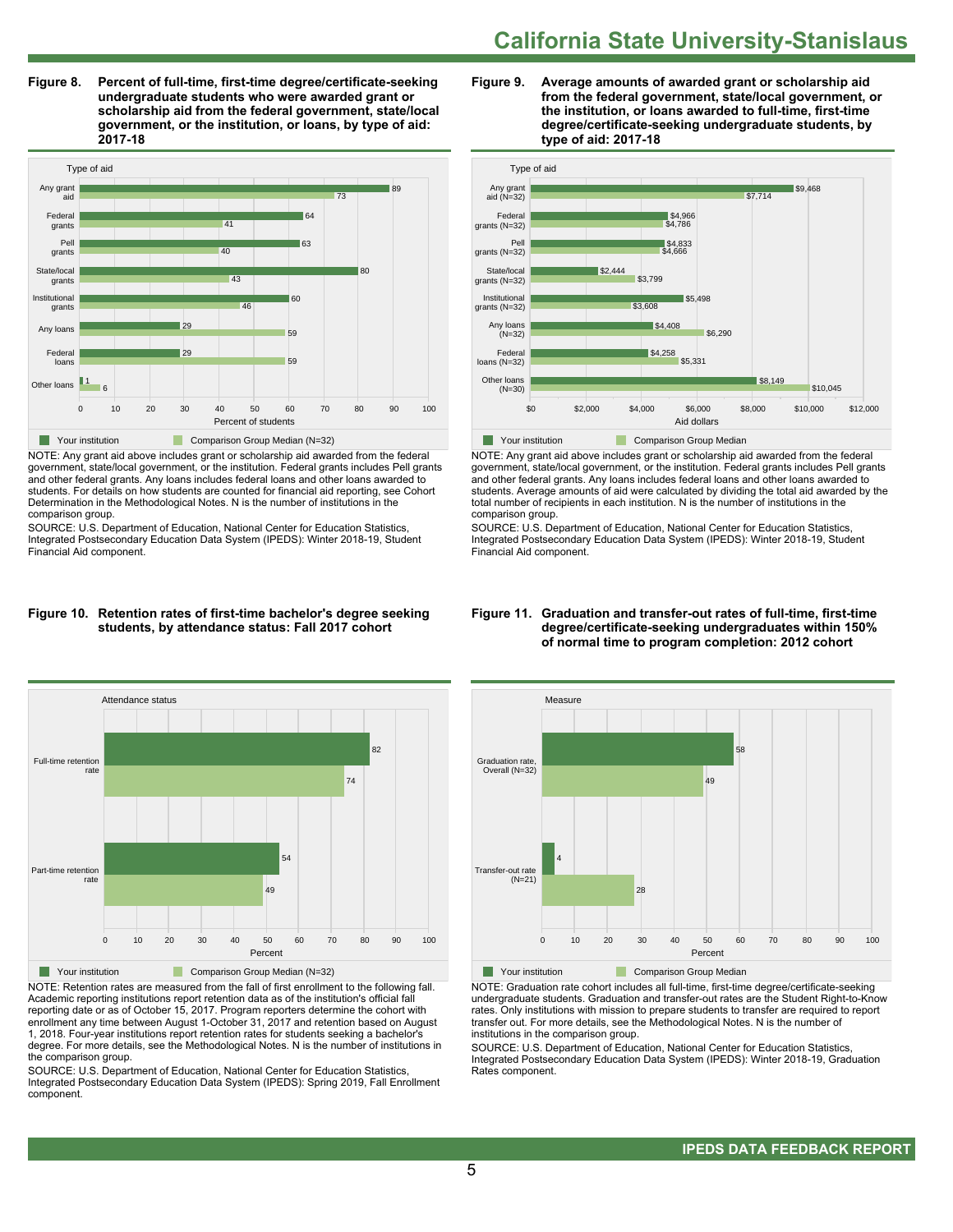# California State University-Stanislaus

**Figure 8. Percent of full-time, first-time degree/certificate-seeking undergraduate students who were awarded grant or scholarship aid from the federal government, state/local government, or the institution, or loans, by type of aid: 2017-18**

| Type of aid | Your institution | Comparison Group Median (N=32) |
|---|---|---|
| Any grant aid | 89 | 73 |
| Federal grants | 64 | 41 |
| Pell grants | 63 | 40 |
| State/local grants | 80 | 43 |
| Institutional grants | 60 | 46 |
| Any loans | 29 | 59 |
| Federal loans | 29 | 59 |
| Other loans | 1 | 6 |

NOTE: Any grant aid above includes grant or scholarship aid awarded from the federal government, state/local government, or the institution. Federal grants includes Pell grants and other federal grants. Any loans includes federal loans and other loans awarded to students. For details on how students are counted for financial aid reporting, see Cohort Determination in the Methodological Notes. N is the number of institutions in the comparison group.

SOURCE: U.S. Department of Education, National Center for Education Statistics, Integrated Postsecondary Education Data System (IPEDS): Winter 2018-19, Student Financial Aid component.

**Figure 9. Average amounts of awarded grant or scholarship aid from the federal government, state/local government, or the institution, or loans awarded to full-time, first-time degree/certificate-seeking undergraduate students, by type of aid: 2017-18**

| Type of aid | Your institution | Comparison Group Median |
|---|---|---|
| Any grant aid (N=32) | $9,468 | $7,714 |
| Federal grants (N=32) | $4,966 | $4,786 |
| Pell grants (N=32) | $4,833 | $4,666 |
| State/local grants (N=32) | $2,444 | $3,799 |
| Institutional grants (N=32) | $5,498 | $3,608 |
| Any loans (N=32) | $4,408 | $6,290 |
| Federal loans (N=32) | $4,258 | $5,331 |
| Other loans (N=30) | $8,149 | $10,045 |

NOTE: Any grant aid above includes grant or scholarship aid awarded from the federal government, state/local government, or the institution. Federal grants includes Pell grants and other federal grants. Any loans includes federal loans and other loans awarded to students. Average amounts of aid were calculated by dividing the total aid awarded by the total number of recipients in each institution. N is the number of institutions in the comparison group.

SOURCE: U.S. Department of Education, National Center for Education Statistics, Integrated Postsecondary Education Data System (IPEDS): Winter 2018-19, Student Financial Aid component.

**Figure 10. Retention rates of first-time bachelor's degree seeking students, by attendance status: Fall 2017 cohort**

| Attendance status | Your institution | Comparison Group Median (N=32) |
|---|---|---|
| Full-time retention rate | 82 | 74 |
| Part-time retention rate | 54 | 49 |

NOTE: Retention rates are measured from the fall of first enrollment to the following fall. Academic reporting institutions report retention data as of the institution's official fall reporting date or as of October 15, 2017. Program reporters determine the cohort with enrollment any time between August 1-October 31, 2017 and retention based on August 1, 2018. Four-year institutions report retention rates for students seeking a bachelor's degree. For more details, see the Methodological Notes. N is the number of institutions in the comparison group.

SOURCE: U.S. Department of Education, National Center for Education Statistics, Integrated Postsecondary Education Data System (IPEDS): Spring 2019, Fall Enrollment component.

**Figure 11. Graduation and transfer-out rates of full-time, first-time degree/certificate-seeking undergraduates within 150% of normal time to program completion: 2012 cohort**

| Measure | Your institution | Comparison Group Median |
|---|---|---|
| Graduation rate, Overall (N=32) | 58 | 49 |
| Transfer-out rate (N=21) | 4 | 28 |

NOTE: Graduation rate cohort includes all full-time, first-time degree/certificate-seeking undergraduate students. Graduation and transfer-out rates are the Student Right-to-Know rates. Only institutions with mission to prepare students to transfer are required to report transfer out. For more details, see the Methodological Notes. N is the number of institutions in the comparison group.

SOURCE: U.S. Department of Education, National Center for Education Statistics, Integrated Postsecondary Education Data System (IPEDS): Winter 2018-19, Graduation Rates component.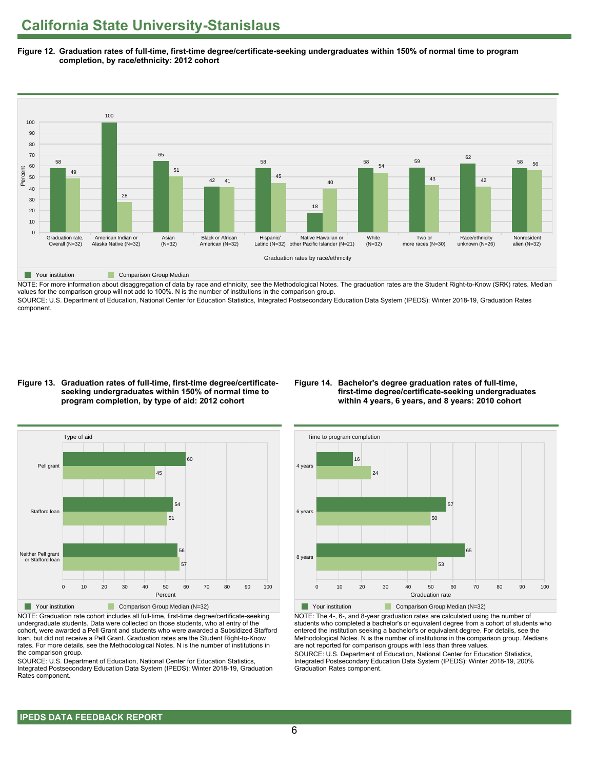# California State University-Stanislaus

**Figure 12. Graduation rates of full-time, first-time degree/certificate-seeking undergraduates within 150% of normal time to program completion, by race/ethnicity: 2012 cohort**

| Graduation rates by race/ethnicity | Your institution | Comparison Group Median |
|---|---|---|
| Graduation rate, Overall (N=32) | 58 | 49 |
| American Indian or Alaska Native (N=32) | 100 | 28 |
| Asian (N=32) | 65 | 51 |
| Black or African American (N=32) | 42 | 41 |
| Hispanic/ Latino (N=32) | 58 | 45 |
| Native Hawaiian or other Pacific Islander (N=21) | 18 | 40 |
| White (N=32) | 58 | 54 |
| Two or more races (N=30) | 59 | 43 |
| Race/ethnicity unknown (N=26) | 62 | 42 |
| Nonresident alien (N=32) | 58 | 56 |

NOTE: For more information about disaggregation of data by race and ethnicity, see the Methodological Notes. The graduation rates are the Student Right-to-Know (SRK) rates. Median values for the comparison group will not add to 100%. N is the number of institutions in the comparison group.

SOURCE: U.S. Department of Education, National Center for Education Statistics, Integrated Postsecondary Education Data System (IPEDS): Winter 2018-19, Graduation Rates component.

**Figure 13. Graduation rates of full-time, first-time degree/certificate-seeking undergraduates within 150% of normal time to program completion, by type of aid: 2012 cohort**

| Type of aid | Your institution | Comparison Group Median (N=32) |
|---|---|---|
| Pell grant | 60 | 45 |
| Stafford loan | 54 | 51 |
| Neither Pell grant or Stafford loan | 56 | 57 |

NOTE: Graduation rate cohort includes all full-time, first-time degree/certificate-seeking undergraduate students. Data were collected on those students, who at entry of the cohort, were awarded a Pell Grant and students who were awarded a Subsidized Stafford loan, but did not receive a Pell Grant. Graduation rates are the Student Right-to-Know rates. For more details, see the Methodological Notes. N is the number of institutions in the comparison group.

SOURCE: U.S. Department of Education, National Center for Education Statistics, Integrated Postsecondary Education Data System (IPEDS): Winter 2018-19, Graduation Rates component.

**Figure 14. Bachelor's degree graduation rates of full-time, first-time degree/certificate-seeking undergraduates within 4 years, 6 years, and 8 years: 2010 cohort**

| Time to program completion | Your institution | Comparison Group Median (N=32) |
|---|---|---|
| 4 years | 16 | 24 |
| 6 years | 57 | 50 |
| 8 years | 65 | 53 |

NOTE: The 4-, 6-, and 8-year graduation rates are calculated using the number of students who completed a bachelor's or equivalent degree from a cohort of students who entered the institution seeking a bachelor's or equivalent degree. For details, see the Methodological Notes. N is the number of institutions in the comparison group. Medians are not reported for comparison groups with less than three values.

SOURCE: U.S. Department of Education, National Center for Education Statistics, Integrated Postsecondary Education Data System (IPEDS): Winter 2018-19, 200% Graduation Rates component.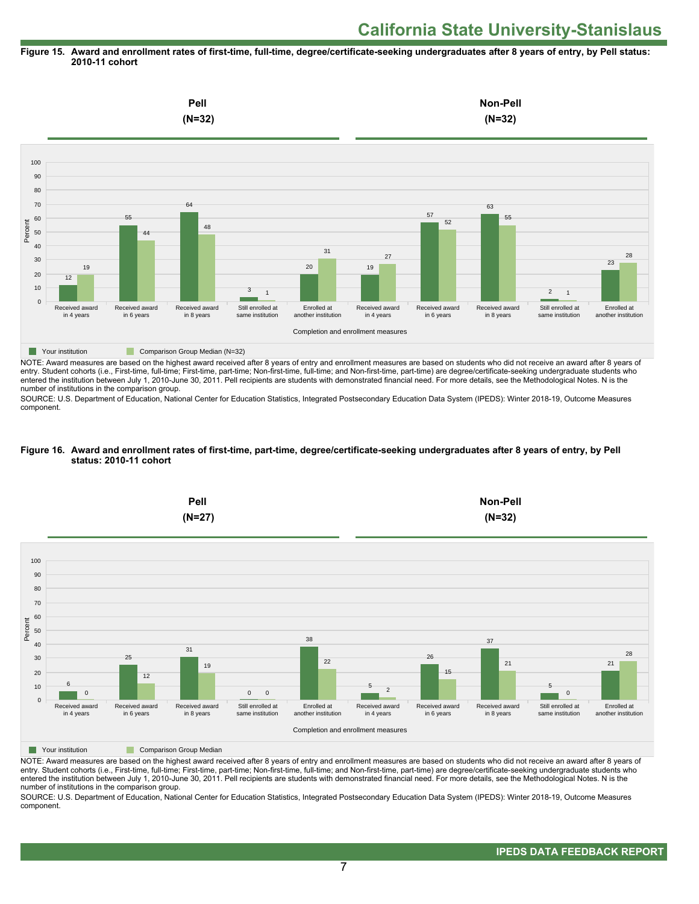# California State University-Stanislaus

**Figure 15. Award and enrollment rates of first-time, full-time, degree/certificate-seeking undergraduates after 8 years of entry, by Pell status: 2010-11 cohort**

| | Pell (N=32) | | | | | Non-Pell (N=32) | | | | |
|---|---|---|---|---|---|---|---|---|---|---|
| Completion and enrollment measures | Received award in 4 years | Received award in 6 years | Received award in 8 years | Still enrolled at same institution | Enrolled at another institution | Received award in 4 years | Received award in 6 years | Received award in 8 years | Still enrolled at same institution | Enrolled at another institution |
| Your institution | 12 | 55 | 64 | 3 | 20 | 19 | 57 | 63 | 2 | 23 |
| Comparison Group Median (N=32) | 19 | 44 | 48 | 1 | 31 | 27 | 52 | 55 | 1 | 28 |

NOTE: Award measures are based on the highest award received after 8 years of entry and enrollment measures are based on students who did not receive an award after 8 years of entry. Student cohorts (i.e., First-time, full-time; First-time, part-time; Non-first-time, full-time; and Non-first-time, part-time) are degree/certificate-seeking undergraduate students who entered the institution between July 1, 2010-June 30, 2011. Pell recipients are students with demonstrated financial need. For more details, see the Methodological Notes. N is the number of institutions in the comparison group.

SOURCE: U.S. Department of Education, National Center for Education Statistics, Integrated Postsecondary Education Data System (IPEDS): Winter 2018-19, Outcome Measures component.

**Figure 16. Award and enrollment rates of first-time, part-time, degree/certificate-seeking undergraduates after 8 years of entry, by Pell status: 2010-11 cohort**

| | Pell (N=27) | | | | | Non-Pell (N=32) | | | | |
|---|---|---|---|---|---|---|---|---|---|---|
| Completion and enrollment measures | Received award in 4 years | Received award in 6 years | Received award in 8 years | Still enrolled at same institution | Enrolled at another institution | Received award in 4 years | Received award in 6 years | Received award in 8 years | Still enrolled at same institution | Enrolled at another institution |
| Your institution | 6 | 25 | 31 | 0 | 38 | 5 | 26 | 37 | 5 | 21 |
| Comparison Group Median | 0 | 12 | 19 | 0 | 22 | 2 | 15 | 21 | 0 | 28 |

NOTE: Award measures are based on the highest award received after 8 years of entry and enrollment measures are based on students who did not receive an award after 8 years of entry. Student cohorts (i.e., First-time, full-time; First-time, part-time; Non-first-time, full-time; and Non-first-time, part-time) are degree/certificate-seeking undergraduate students who entered the institution between July 1, 2010-June 30, 2011. Pell recipients are students with demonstrated financial need. For more details, see the Methodological Notes. N is the number of institutions in the comparison group.

SOURCE: U.S. Department of Education, National Center for Education Statistics, Integrated Postsecondary Education Data System (IPEDS): Winter 2018-19, Outcome Measures component.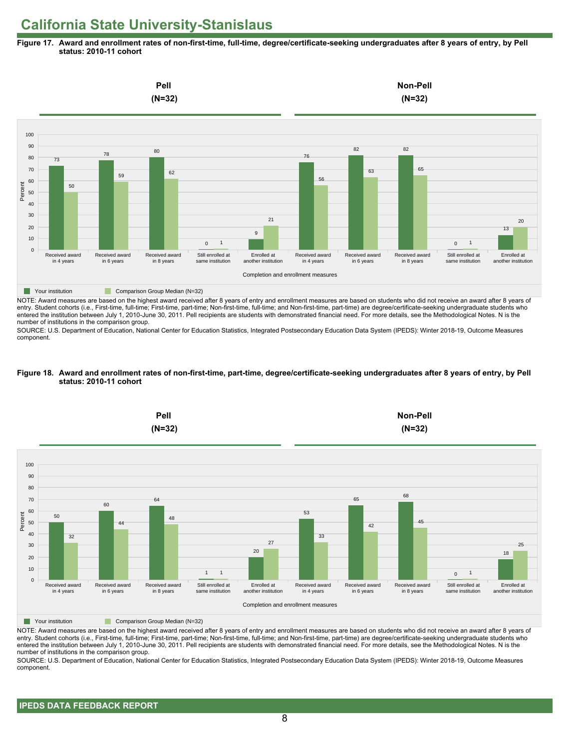# California State University-Stanislaus

**Figure 17. Award and enrollment rates of non-first-time, full-time, degree/certificate-seeking undergraduates after 8 years of entry, by Pell status: 2010-11 cohort**

| Completion and enrollment measures | Pell (N=32): Your institution | Pell (N=32): Comparison Group Median (N=32) | Non-Pell (N=32): Your institution | Non-Pell (N=32): Comparison Group Median (N=32) |
|---|---|---|---|---|
| Received award in 4 years | 73 | 50 | 76 | 56 |
| Received award in 6 years | 78 | 59 | 82 | 63 |
| Received award in 8 years | 80 | 62 | 82 | 65 |
| Still enrolled at same institution | 0 | 1 | 0 | 1 |
| Enrolled at another institution | 9 | 21 | 13 | 20 |

NOTE: Award measures are based on the highest award received after 8 years of entry and enrollment measures are based on students who did not receive an award after 8 years of entry. Student cohorts (i.e., First-time, full-time; First-time, part-time; Non-first-time, full-time; and Non-first-time, part-time) are degree/certificate-seeking undergraduate students who entered the institution between July 1, 2010-June 30, 2011. Pell recipients are students with demonstrated financial need. For more details, see the Methodological Notes. N is the number of institutions in the comparison group.

SOURCE: U.S. Department of Education, National Center for Education Statistics, Integrated Postsecondary Education Data System (IPEDS): Winter 2018-19, Outcome Measures component.

**Figure 18. Award and enrollment rates of non-first-time, part-time, degree/certificate-seeking undergraduates after 8 years of entry, by Pell status: 2010-11 cohort**

| Completion and enrollment measures | Pell (N=32): Your institution | Pell (N=32): Comparison Group Median (N=32) | Non-Pell (N=32): Your institution | Non-Pell (N=32): Comparison Group Median (N=32) |
|---|---|---|---|---|
| Received award in 4 years | 50 | 32 | 53 | 33 |
| Received award in 6 years | 60 | 44 | 65 | 42 |
| Received award in 8 years | 64 | 48 | 68 | 45 |
| Still enrolled at same institution | 1 | 1 | 0 | 1 |
| Enrolled at another institution | 20 | 27 | 18 | 25 |

NOTE: Award measures are based on the highest award received after 8 years of entry and enrollment measures are based on students who did not receive an award after 8 years of entry. Student cohorts (i.e., First-time, full-time; First-time, part-time; Non-first-time, full-time; and Non-first-time, part-time) are degree/certificate-seeking undergraduate students who entered the institution between July 1, 2010-June 30, 2011. Pell recipients are students with demonstrated financial need. For more details, see the Methodological Notes. N is the number of institutions in the comparison group.

SOURCE: U.S. Department of Education, National Center for Education Statistics, Integrated Postsecondary Education Data System (IPEDS): Winter 2018-19, Outcome Measures component.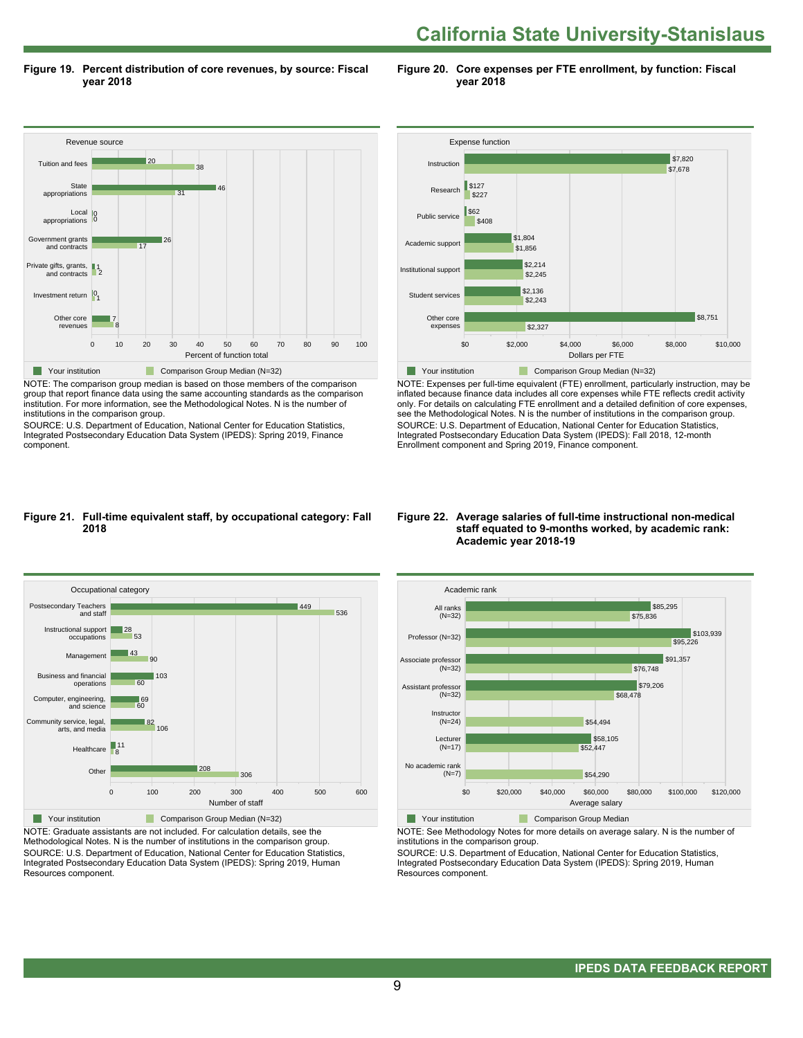# California State University-Stanislaus

**Figure 19. Percent distribution of core revenues, by source: Fiscal year 2018**

| Revenue source | Your institution | Comparison Group Median (N=32) |
|---|---|---|
| Tuition and fees | 20 | 38 |
| State appropriations | 46 | 31 |
| Local appropriations | 0 | 0 |
| Government grants and contracts | 26 | 17 |
| Private gifts, grants, and contracts | 1 | 2 |
| Investment return | 0 | 1 |
| Other core revenues | 7 | 8 |

Percent of function total

NOTE: The comparison group median is based on those members of the comparison group that report finance data using the same accounting standards as the comparison institution. For more information, see the Methodological Notes. N is the number of institutions in the comparison group.
SOURCE: U.S. Department of Education, National Center for Education Statistics, Integrated Postsecondary Education Data System (IPEDS): Spring 2019, Finance component.

**Figure 20. Core expenses per FTE enrollment, by function: Fiscal year 2018**

| Expense function | Your institution | Comparison Group Median (N=32) |
|---|---|---|
| Instruction | $7,820 | $7,678 |
| Research | $127 | $227 |
| Public service | $62 | $408 |
| Academic support | $1,804 | $1,856 |
| Institutional support | $2,214 | $2,245 |
| Student services | $2,136 | $2,243 |
| Other core expenses | $8,751 | $2,327 |

Dollars per FTE

NOTE: Expenses per full-time equivalent (FTE) enrollment, particularly instruction, may be inflated because finance data includes all core expenses while FTE reflects credit activity only. For details on calculating FTE enrollment and a detailed definition of core expenses, see the Methodological Notes. N is the number of institutions in the comparison group.
SOURCE: U.S. Department of Education, National Center for Education Statistics, Integrated Postsecondary Education Data System (IPEDS): Fall 2018, 12-month Enrollment component and Spring 2019, Finance component.

**Figure 21. Full-time equivalent staff, by occupational category: Fall 2018**

| Occupational category | Your institution | Comparison Group Median (N=32) |
|---|---|---|
| Postsecondary Teachers and staff | 449 | 536 |
| Instructional support occupations | 28 | 53 |
| Management | 43 | 90 |
| Business and financial operations | 103 | 60 |
| Computer, engineering, and science | 69 | 60 |
| Community service, legal, arts, and media | 82 | 106 |
| Healthcare | 11 | 8 |
| Other | 208 | 306 |

Number of staff

NOTE: Graduate assistants are not included. For calculation details, see the Methodological Notes. N is the number of institutions in the comparison group.
SOURCE: U.S. Department of Education, National Center for Education Statistics, Integrated Postsecondary Education Data System (IPEDS): Spring 2019, Human Resources component.

**Figure 22. Average salaries of full-time instructional non-medical staff equated to 9-months worked, by academic rank: Academic year 2018-19**

| Academic rank | Your institution | Comparison Group Median |
|---|---|---|
| All ranks (N=32) | $85,295 | $75,836 |
| Professor (N=32) | $103,939 | $95,226 |
| Associate professor (N=32) | $91,357 | $76,748 |
| Assistant professor (N=32) | $79,206 | $68,478 |
| Instructor (N=24) | | $54,494 |
| Lecturer (N=17) | $58,105 | $52,447 |
| No academic rank (N=7) | | $54,290 |

Average salary

NOTE: See Methodology Notes for more details on average salary. N is the number of institutions in the comparison group.
SOURCE: U.S. Department of Education, National Center for Education Statistics, Integrated Postsecondary Education Data System (IPEDS): Spring 2019, Human Resources component.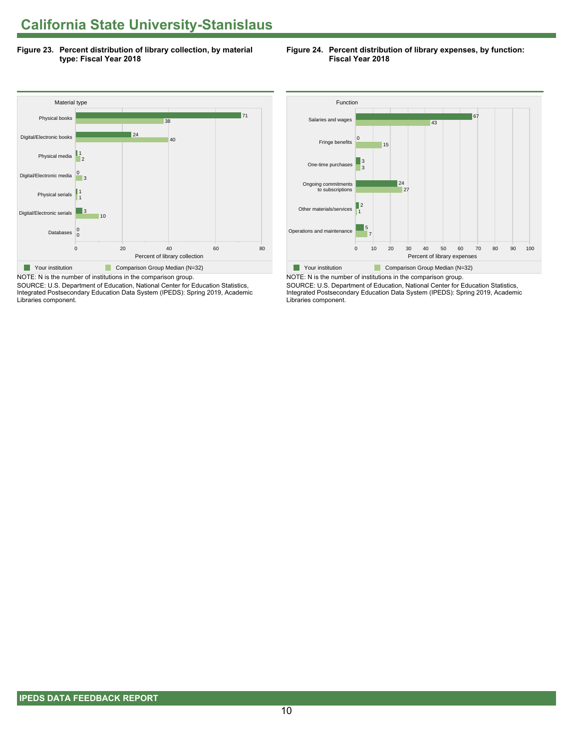# California State University-Stanislaus

**Figure 23. Percent distribution of library collection, by material type: Fiscal Year 2018**

| Material type | Your institution | Comparison Group Median (N=32) |
|---|---|---|
| Physical books | 71 | 38 |
| Digital/Electronic books | 24 | 40 |
| Physical media | 1 | 2 |
| Digital/Electronic media | 0 | 3 |
| Physical serials | 1 | 1 |
| Digital/Electronic serials | 3 | 10 |
| Databases | 0 | 0 |

Percent of library collection

NOTE: N is the number of institutions in the comparison group.
SOURCE: U.S. Department of Education, National Center for Education Statistics, Integrated Postsecondary Education Data System (IPEDS): Spring 2019, Academic Libraries component.

**Figure 24. Percent distribution of library expenses, by function: Fiscal Year 2018**

| Function | Your institution | Comparison Group Median (N=32) |
|---|---|---|
| Salaries and wages | 67 | 43 |
| Fringe benefits | 0 | 15 |
| One-time purchases | 3 | 3 |
| Ongoing commitments to subscriptions | 24 | 27 |
| Other materials/services | 2 | 1 |
| Operations and maintenance | 5 | 7 |

Percent of library expenses

NOTE: N is the number of institutions in the comparison group.
SOURCE: U.S. Department of Education, National Center for Education Statistics, Integrated Postsecondary Education Data System (IPEDS): Spring 2019, Academic Libraries component.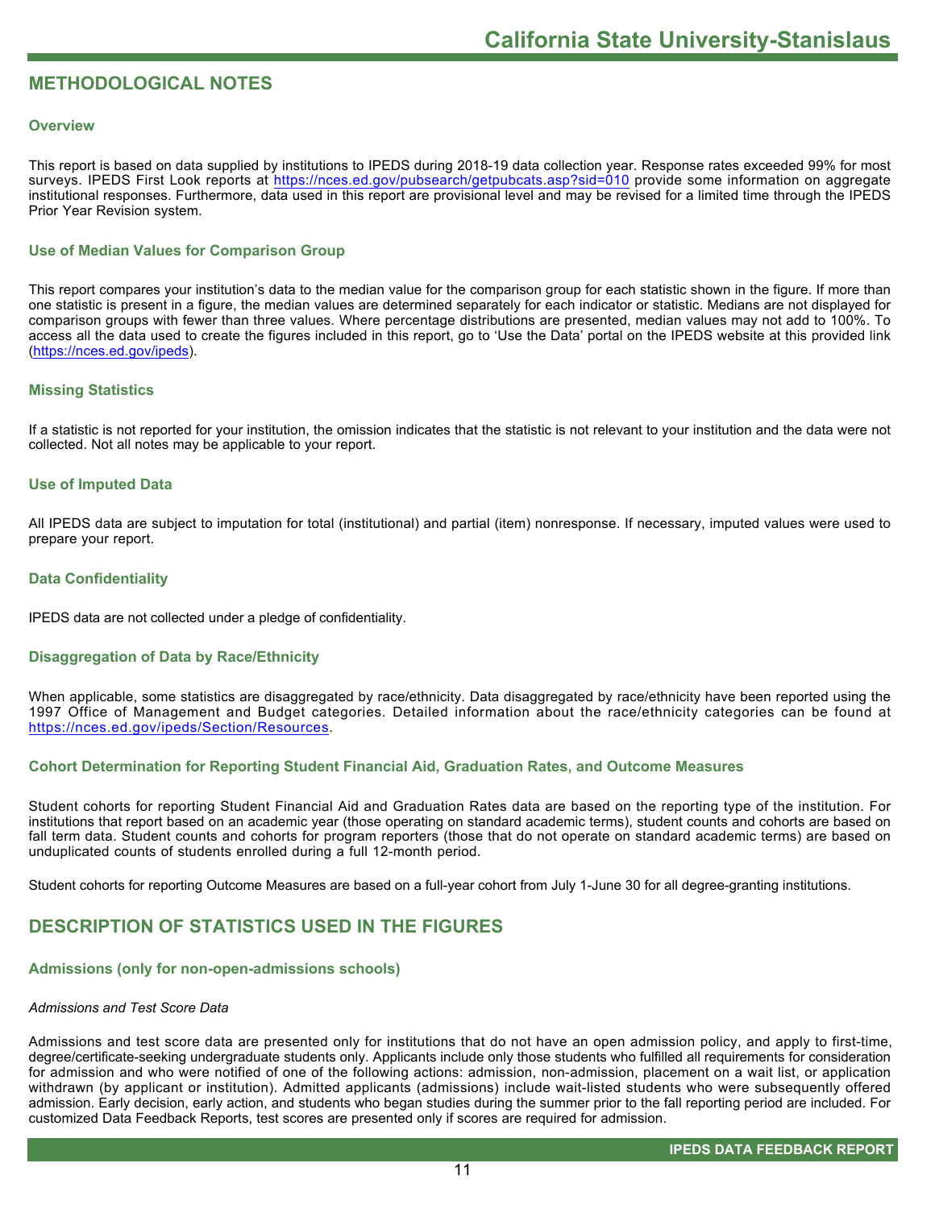# METHODOLOGICAL NOTES

### Overview

This report is based on data supplied by institutions to IPEDS during 2018-19 data collection year. Response rates exceeded 99% for most surveys. IPEDS First Look reports at https://nces.ed.gov/pubsearch/getpubcats.asp?sid=010 provide some information on aggregate institutional responses. Furthermore, data used in this report are provisional level and may be revised for a limited time through the IPEDS Prior Year Revision system.

### Use of Median Values for Comparison Group

This report compares your institution's data to the median value for the comparison group for each statistic shown in the figure. If more than one statistic is present in a figure, the median values are determined separately for each indicator or statistic. Medians are not displayed for comparison groups with fewer than three values. Where percentage distributions are presented, median values may not add to 100%. To access all the data used to create the figures included in this report, go to 'Use the Data' portal on the IPEDS website at this provided link (https://nces.ed.gov/ipeds).

### Missing Statistics

If a statistic is not reported for your institution, the omission indicates that the statistic is not relevant to your institution and the data were not collected. Not all notes may be applicable to your report.

### Use of Imputed Data

All IPEDS data are subject to imputation for total (institutional) and partial (item) nonresponse. If necessary, imputed values were used to prepare your report.

### Data Confidentiality

IPEDS data are not collected under a pledge of confidentiality.

### Disaggregation of Data by Race/Ethnicity

When applicable, some statistics are disaggregated by race/ethnicity. Data disaggregated by race/ethnicity have been reported using the 1997 Office of Management and Budget categories. Detailed information about the race/ethnicity categories can be found at https://nces.ed.gov/ipeds/Section/Resources.

### Cohort Determination for Reporting Student Financial Aid, Graduation Rates, and Outcome Measures

Student cohorts for reporting Student Financial Aid and Graduation Rates data are based on the reporting type of the institution. For institutions that report based on an academic year (those operating on standard academic terms), student counts and cohorts are based on fall term data. Student counts and cohorts for program reporters (those that do not operate on standard academic terms) are based on unduplicated counts of students enrolled during a full 12-month period.

Student cohorts for reporting Outcome Measures are based on a full-year cohort from July 1-June 30 for all degree-granting institutions.

# DESCRIPTION OF STATISTICS USED IN THE FIGURES

### Admissions (only for non-open-admissions schools)

*Admissions and Test Score Data*

Admissions and test score data are presented only for institutions that do not have an open admission policy, and apply to first-time, degree/certificate-seeking undergraduate students only. Applicants include only those students who fulfilled all requirements for consideration for admission and who were notified of one of the following actions: admission, non-admission, placement on a wait list, or application withdrawn (by applicant or institution). Admitted applicants (admissions) include wait-listed students who were subsequently offered admission. Early decision, early action, and students who began studies during the summer prior to the fall reporting period are included. For customized Data Feedback Reports, test scores are presented only if scores are required for admission.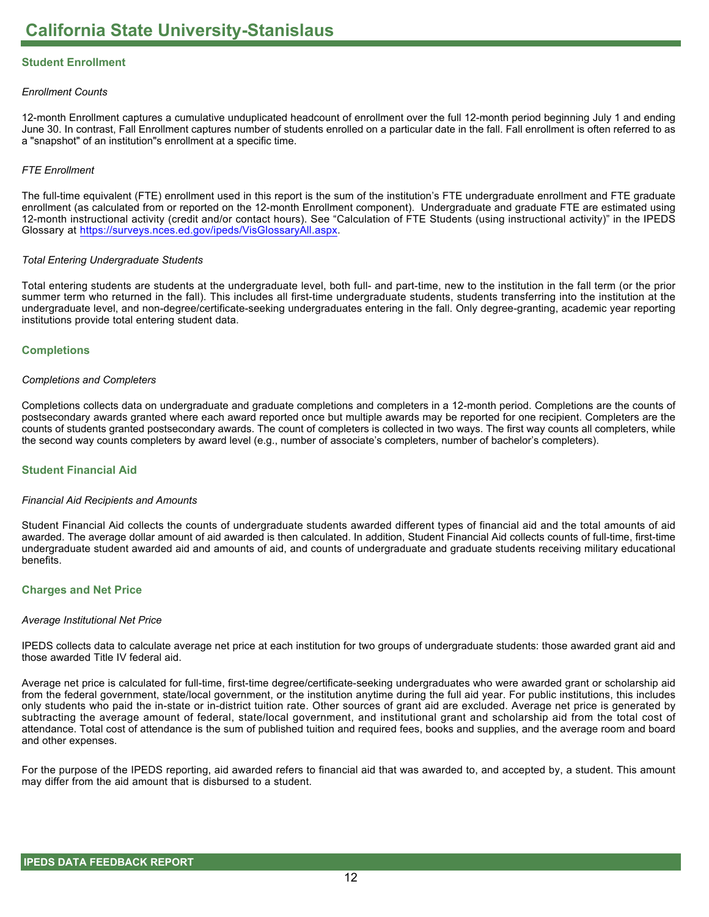# California State University-Stanislaus

## Student Enrollment

*Enrollment Counts*

12-month Enrollment captures a cumulative unduplicated headcount of enrollment over the full 12-month period beginning July 1 and ending June 30. In contrast, Fall Enrollment captures number of students enrolled on a particular date in the fall. Fall enrollment is often referred to as a "snapshot" of an institution"s enrollment at a specific time.

*FTE Enrollment*

The full-time equivalent (FTE) enrollment used in this report is the sum of the institution's FTE undergraduate enrollment and FTE graduate enrollment (as calculated from or reported on the 12-month Enrollment component). Undergraduate and graduate FTE are estimated using 12-month instructional activity (credit and/or contact hours). See "Calculation of FTE Students (using instructional activity)" in the IPEDS Glossary at https://surveys.nces.ed.gov/ipeds/VisGlossaryAll.aspx.

*Total Entering Undergraduate Students*

Total entering students are students at the undergraduate level, both full- and part-time, new to the institution in the fall term (or the prior summer term who returned in the fall). This includes all first-time undergraduate students, students transferring into the institution at the undergraduate level, and non-degree/certificate-seeking undergraduates entering in the fall. Only degree-granting, academic year reporting institutions provide total entering student data.

## Completions

*Completions and Completers*

Completions collects data on undergraduate and graduate completions and completers in a 12-month period. Completions are the counts of postsecondary awards granted where each award reported once but multiple awards may be reported for one recipient. Completers are the counts of students granted postsecondary awards. The count of completers is collected in two ways. The first way counts all completers, while the second way counts completers by award level (e.g., number of associate's completers, number of bachelor's completers).

## Student Financial Aid

*Financial Aid Recipients and Amounts*

Student Financial Aid collects the counts of undergraduate students awarded different types of financial aid and the total amounts of aid awarded. The average dollar amount of aid awarded is then calculated. In addition, Student Financial Aid collects counts of full-time, first-time undergraduate student awarded aid and amounts of aid, and counts of undergraduate and graduate students receiving military educational benefits.

## Charges and Net Price

*Average Institutional Net Price*

IPEDS collects data to calculate average net price at each institution for two groups of undergraduate students: those awarded grant aid and those awarded Title IV federal aid.

Average net price is calculated for full-time, first-time degree/certificate-seeking undergraduates who were awarded grant or scholarship aid from the federal government, state/local government, or the institution anytime during the full aid year. For public institutions, this includes only students who paid the in-state or in-district tuition rate. Other sources of grant aid are excluded. Average net price is generated by subtracting the average amount of federal, state/local government, and institutional grant and scholarship aid from the total cost of attendance. Total cost of attendance is the sum of published tuition and required fees, books and supplies, and the average room and board and other expenses.

For the purpose of the IPEDS reporting, aid awarded refers to financial aid that was awarded to, and accepted by, a student. This amount may differ from the aid amount that is disbursed to a student.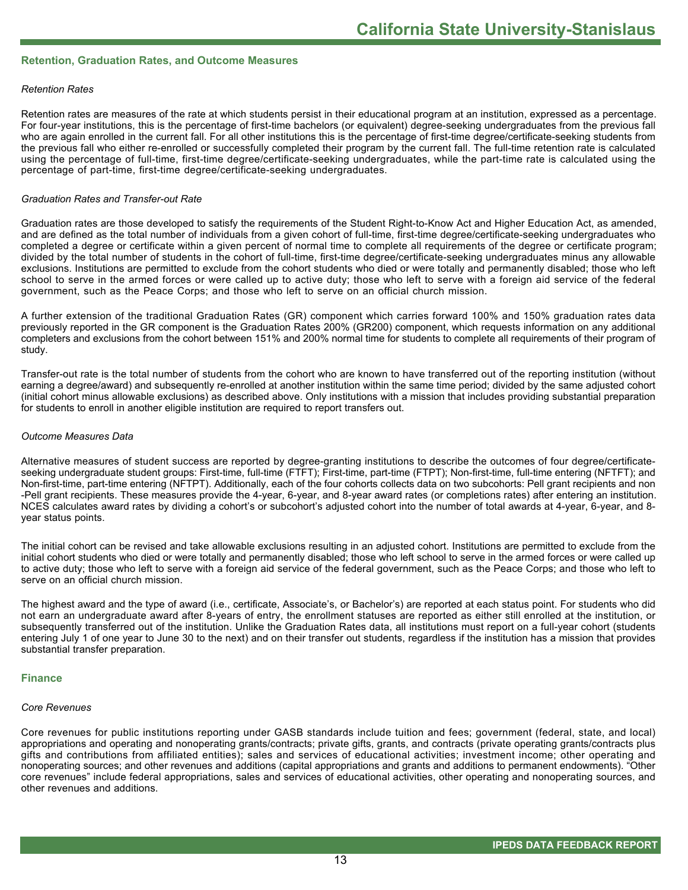## Retention, Graduation Rates, and Outcome Measures

*Retention Rates*

Retention rates are measures of the rate at which students persist in their educational program at an institution, expressed as a percentage. For four-year institutions, this is the percentage of first-time bachelors (or equivalent) degree-seeking undergraduates from the previous fall who are again enrolled in the current fall. For all other institutions this is the percentage of first-time degree/certificate-seeking students from the previous fall who either re-enrolled or successfully completed their program by the current fall. The full-time retention rate is calculated using the percentage of full-time, first-time degree/certificate-seeking undergraduates, while the part-time rate is calculated using the percentage of part-time, first-time degree/certificate-seeking undergraduates.

*Graduation Rates and Transfer-out Rate*

Graduation rates are those developed to satisfy the requirements of the Student Right-to-Know Act and Higher Education Act, as amended, and are defined as the total number of individuals from a given cohort of full-time, first-time degree/certificate-seeking undergraduates who completed a degree or certificate within a given percent of normal time to complete all requirements of the degree or certificate program; divided by the total number of students in the cohort of full-time, first-time degree/certificate-seeking undergraduates minus any allowable exclusions. Institutions are permitted to exclude from the cohort students who died or were totally and permanently disabled; those who left school to serve in the armed forces or were called up to active duty; those who left to serve with a foreign aid service of the federal government, such as the Peace Corps; and those who left to serve on an official church mission.

A further extension of the traditional Graduation Rates (GR) component which carries forward 100% and 150% graduation rates data previously reported in the GR component is the Graduation Rates 200% (GR200) component, which requests information on any additional completers and exclusions from the cohort between 151% and 200% normal time for students to complete all requirements of their program of study.

Transfer-out rate is the total number of students from the cohort who are known to have transferred out of the reporting institution (without earning a degree/award) and subsequently re-enrolled at another institution within the same time period; divided by the same adjusted cohort (initial cohort minus allowable exclusions) as described above. Only institutions with a mission that includes providing substantial preparation for students to enroll in another eligible institution are required to report transfers out.

*Outcome Measures Data*

Alternative measures of student success are reported by degree-granting institutions to describe the outcomes of four degree/certificate-seeking undergraduate student groups: First-time, full-time (FTFT); First-time, part-time (FTPT); Non-first-time, full-time entering (NFTFT); and Non-first-time, part-time entering (NFTPT). Additionally, each of the four cohorts collects data on two subcohorts: Pell grant recipients and non -Pell grant recipients. These measures provide the 4-year, 6-year, and 8-year award rates (or completions rates) after entering an institution. NCES calculates award rates by dividing a cohort's or subcohort's adjusted cohort into the number of total awards at 4-year, 6-year, and 8-year status points.

The initial cohort can be revised and take allowable exclusions resulting in an adjusted cohort. Institutions are permitted to exclude from the initial cohort students who died or were totally and permanently disabled; those who left school to serve in the armed forces or were called up to active duty; those who left to serve with a foreign aid service of the federal government, such as the Peace Corps; and those who left to serve on an official church mission.

The highest award and the type of award (i.e., certificate, Associate's, or Bachelor's) are reported at each status point. For students who did not earn an undergraduate award after 8-years of entry, the enrollment statuses are reported as either still enrolled at the institution, or subsequently transferred out of the institution. Unlike the Graduation Rates data, all institutions must report on a full-year cohort (students entering July 1 of one year to June 30 to the next) and on their transfer out students, regardless if the institution has a mission that provides substantial transfer preparation.

## Finance

*Core Revenues*

Core revenues for public institutions reporting under GASB standards include tuition and fees; government (federal, state, and local) appropriations and operating and nonoperating grants/contracts; private gifts, grants, and contracts (private operating grants/contracts plus gifts and contributions from affiliated entities); sales and services of educational activities; investment income; other operating and nonoperating sources; and other revenues and additions (capital appropriations and grants and additions to permanent endowments). "Other core revenues" include federal appropriations, sales and services of educational activities, other operating and nonoperating sources, and other revenues and additions.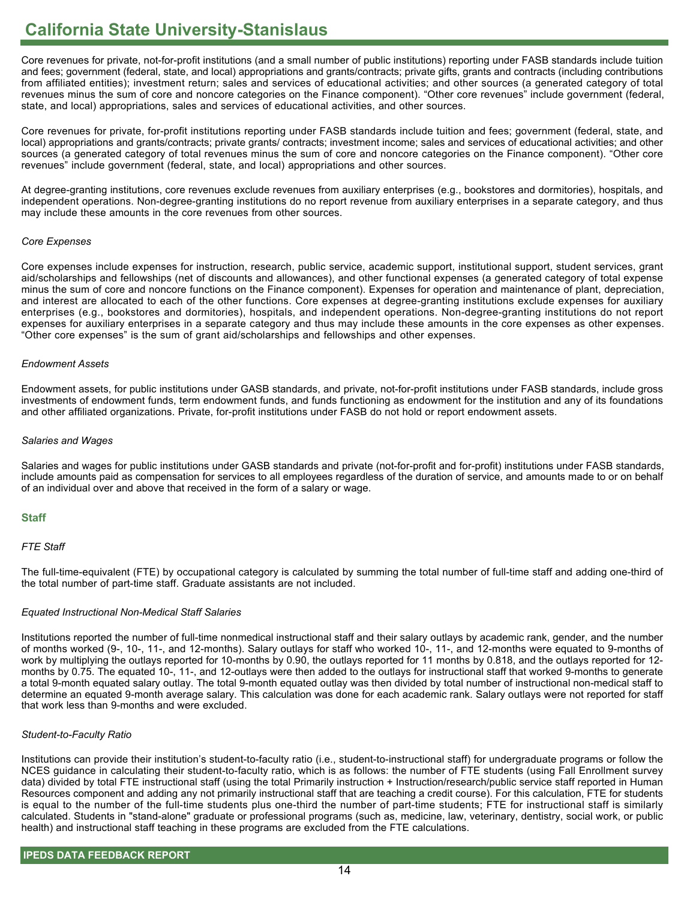Core revenues for private, not-for-profit institutions (and a small number of public institutions) reporting under FASB standards include tuition and fees; government (federal, state, and local) appropriations and grants/contracts; private gifts, grants and contracts (including contributions from affiliated entities); investment return; sales and services of educational activities; and other sources (a generated category of total revenues minus the sum of core and noncore categories on the Finance component). "Other core revenues" include government (federal, state, and local) appropriations, sales and services of educational activities, and other sources.

Core revenues for private, for-profit institutions reporting under FASB standards include tuition and fees; government (federal, state, and local) appropriations and grants/contracts; private grants/ contracts; investment income; sales and services of educational activities; and other sources (a generated category of total revenues minus the sum of core and noncore categories on the Finance component). "Other core revenues" include government (federal, state, and local) appropriations and other sources.

At degree-granting institutions, core revenues exclude revenues from auxiliary enterprises (e.g., bookstores and dormitories), hospitals, and independent operations. Non-degree-granting institutions do no report revenue from auxiliary enterprises in a separate category, and thus may include these amounts in the core revenues from other sources.

*Core Expenses*

Core expenses include expenses for instruction, research, public service, academic support, institutional support, student services, grant aid/scholarships and fellowships (net of discounts and allowances), and other functional expenses (a generated category of total expense minus the sum of core and noncore functions on the Finance component). Expenses for operation and maintenance of plant, depreciation, and interest are allocated to each of the other functions. Core expenses at degree-granting institutions exclude expenses for auxiliary enterprises (e.g., bookstores and dormitories), hospitals, and independent operations. Non-degree-granting institutions do not report expenses for auxiliary enterprises in a separate category and thus may include these amounts in the core expenses as other expenses. "Other core expenses" is the sum of grant aid/scholarships and fellowships and other expenses.

*Endowment Assets*

Endowment assets, for public institutions under GASB standards, and private, not-for-profit institutions under FASB standards, include gross investments of endowment funds, term endowment funds, and funds functioning as endowment for the institution and any of its foundations and other affiliated organizations. Private, for-profit institutions under FASB do not hold or report endowment assets.

*Salaries and Wages*

Salaries and wages for public institutions under GASB standards and private (not-for-profit and for-profit) institutions under FASB standards, include amounts paid as compensation for services to all employees regardless of the duration of service, and amounts made to or on behalf of an individual over and above that received in the form of a salary or wage.

### Staff

*FTE Staff*

The full-time-equivalent (FTE) by occupational category is calculated by summing the total number of full-time staff and adding one-third of the total number of part-time staff. Graduate assistants are not included.

*Equated Instructional Non-Medical Staff Salaries*

Institutions reported the number of full-time nonmedical instructional staff and their salary outlays by academic rank, gender, and the number of months worked (9-, 10-, 11-, and 12-months). Salary outlays for staff who worked 10-, 11-, and 12-months were equated to 9-months of work by multiplying the outlays reported for 10-months by 0.90, the outlays reported for 11 months by 0.818, and the outlays reported for 12-months by 0.75. The equated 10-, 11-, and 12-outlays were then added to the outlays for instructional staff that worked 9-months to generate a total 9-month equated salary outlay. The total 9-month equated outlay was then divided by total number of instructional non-medical staff to determine an equated 9-month average salary. This calculation was done for each academic rank. Salary outlays were not reported for staff that work less than 9-months and were excluded.

*Student-to-Faculty Ratio*

Institutions can provide their institution's student-to-faculty ratio (i.e., student-to-instructional staff) for undergraduate programs or follow the NCES guidance in calculating their student-to-faculty ratio, which is as follows: the number of FTE students (using Fall Enrollment survey data) divided by total FTE instructional staff (using the total Primarily instruction + Instruction/research/public service staff reported in Human Resources component and adding any not primarily instructional staff that are teaching a credit course). For this calculation, FTE for students is equal to the number of the full-time students plus one-third the number of part-time students; FTE for instructional staff is similarly calculated. Students in "stand-alone" graduate or professional programs (such as, medicine, law, veterinary, dentistry, social work, or public health) and instructional staff teaching in these programs are excluded from the FTE calculations.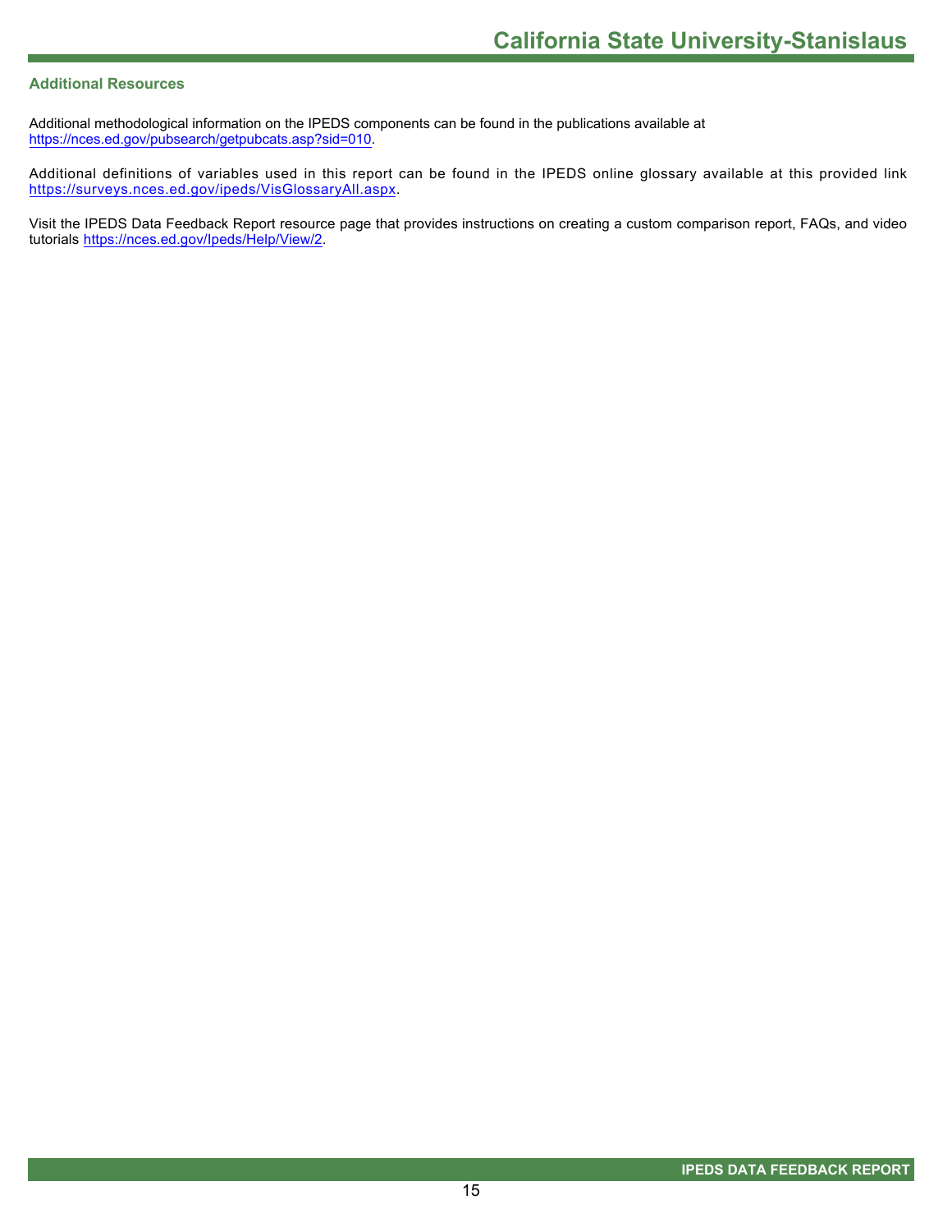## Additional Resources

Additional methodological information on the IPEDS components can be found in the publications available at https://nces.ed.gov/pubsearch/getpubcats.asp?sid=010.

Additional definitions of variables used in this report can be found in the IPEDS online glossary available at this provided link https://surveys.nces.ed.gov/ipeds/VisGlossaryAll.aspx.

Visit the IPEDS Data Feedback Report resource page that provides instructions on creating a custom comparison report, FAQs, and video tutorials https://nces.ed.gov/Ipeds/Help/View/2.